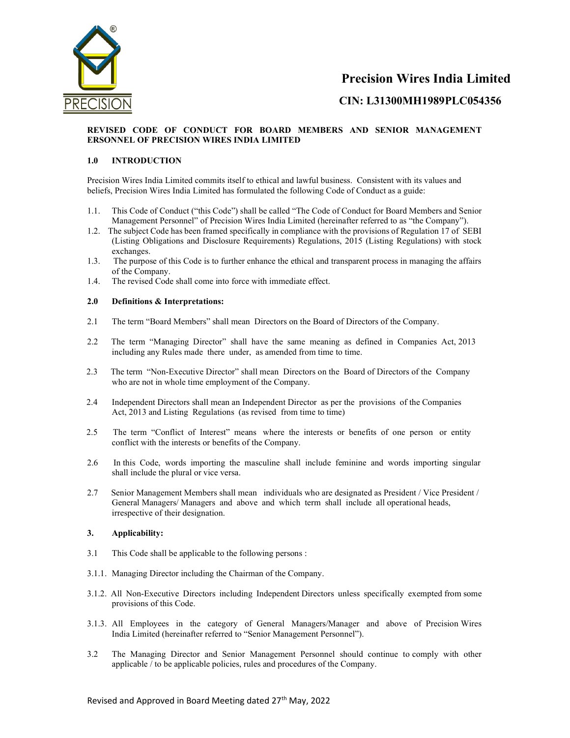# Precision Wires India Limited

## CIN: L31300MH1989PLC054356

**REVISED CODE OF CONDUCT FOR BOARD MEMBERS AND SENIOR MANAGEMENT ERSONNEL OF PRECISION WIRES INDIA LIMITED**

### 1.0 INTRODUCTION

Precision Wires India Limited commits itself to ethical and lawful business. Consistent with its values and beliefs, Precision Wires India Limited has formulated the following Code of Conduct as a guide:

1.1. This Code of Conduct ("this Code") shall be called "The Code of Conduct for Board Members and Senior Management Personnel" of Precision Wires India Limited (hereinafter referred to as "the Company").

1.2. The subject Code has been framed specifically in compliance with the provisions of Regulation 17 of SEBI (Listing Obligations and Disclosure Requirements) Regulations, 2015 (Listing Regulations) with stock exchanges.

1.3. The purpose of this Code is to further enhance the ethical and transparent process in managing the affairs of the Company.

1.4. The revised Code shall come into force with immediate effect.

### 2.0 Definitions & Interpretations:

2.1 The term "Board Members" shall mean Directors on the Board of Directors of the Company.

2.2 The term "Managing Director" shall have the same meaning as defined in Companies Act, 2013 including any Rules made there under, as amended from time to time.

2.3 The term "Non-Executive Director" shall mean Directors on the Board of Directors of the Company who are not in whole time employment of the Company.

2.4 Independent Directors shall mean an Independent Director as per the provisions of the Companies Act, 2013 and Listing Regulations (as revised from time to time)

2.5 The term "Conflict of Interest" means where the interests or benefits of one person or entity conflict with the interests or benefits of the Company.

2.6 In this Code, words importing the masculine shall include feminine and words importing singular shall include the plural or vice versa.

2.7 Senior Management Members shall mean individuals who are designated as President / Vice President / General Managers/ Managers and above and which term shall include all operational heads, irrespective of their designation.

### 3. Applicability:

3.1 This Code shall be applicable to the following persons :

3.1.1. Managing Director including the Chairman of the Company.

3.1.2. All Non-Executive Directors including Independent Directors unless specifically exempted from some provisions of this Code.

3.1.3. All Employees in the category of General Managers/Manager and above of Precision Wires India Limited (hereinafter referred to "Senior Management Personnel").

3.2 The Managing Director and Senior Management Personnel should continue to comply with other applicable / to be applicable policies, rules and procedures of the Company.

Revised and Approved in Board Meeting dated 27th May, 2022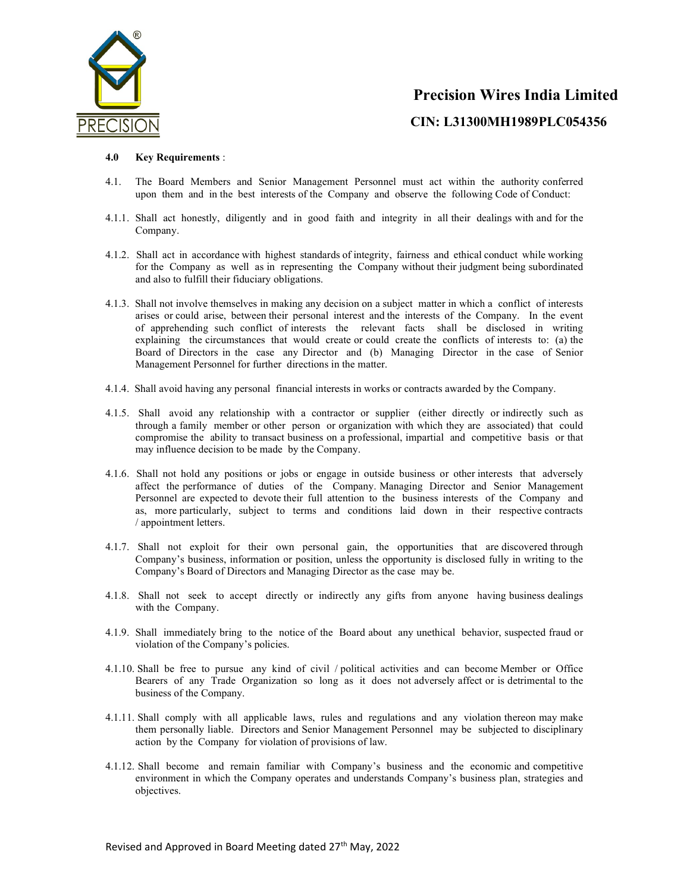### 4.0 Key Requirements :

4.1. The Board Members and Senior Management Personnel must act within the authority conferred upon them and in the best interests of the Company and observe the following Code of Conduct:

4.1.1. Shall act honestly, diligently and in good faith and integrity in all their dealings with and for the Company.

4.1.2. Shall act in accordance with highest standards of integrity, fairness and ethical conduct while working for the Company as well as in representing the Company without their judgment being subordinated and also to fulfill their fiduciary obligations.

4.1.3. Shall not involve themselves in making any decision on a subject matter in which a conflict of interests arises or could arise, between their personal interest and the interests of the Company. In the event of apprehending such conflict of interests the relevant facts shall be disclosed in writing explaining the circumstances that would create or could create the conflicts of interests to: (a) the Board of Directors in the case any Director and (b) Managing Director in the case of Senior Management Personnel for further directions in the matter.

4.1.4. Shall avoid having any personal financial interests in works or contracts awarded by the Company.

4.1.5. Shall avoid any relationship with a contractor or supplier (either directly or indirectly such as through a family member or other person or organization with which they are associated) that could compromise the ability to transact business on a professional, impartial and competitive basis or that may influence decision to be made by the Company.

4.1.6. Shall not hold any positions or jobs or engage in outside business or other interests that adversely affect the performance of duties of the Company. Managing Director and Senior Management Personnel are expected to devote their full attention to the business interests of the Company and as, more particularly, subject to terms and conditions laid down in their respective contracts / appointment letters.

4.1.7. Shall not exploit for their own personal gain, the opportunities that are discovered through Company's business, information or position, unless the opportunity is disclosed fully in writing to the Company's Board of Directors and Managing Director as the case may be.

4.1.8. Shall not seek to accept directly or indirectly any gifts from anyone having business dealings with the Company.

4.1.9. Shall immediately bring to the notice of the Board about any unethical behavior, suspected fraud or violation of the Company's policies.

4.1.10. Shall be free to pursue any kind of civil / political activities and can become Member or Office Bearers of any Trade Organization so long as it does not adversely affect or is detrimental to the business of the Company.

4.1.11. Shall comply with all applicable laws, rules and regulations and any violation thereon may make them personally liable. Directors and Senior Management Personnel may be subjected to disciplinary action by the Company for violation of provisions of law.

4.1.12. Shall become and remain familiar with Company's business and the economic and competitive environment in which the Company operates and understands Company's business plan, strategies and objectives.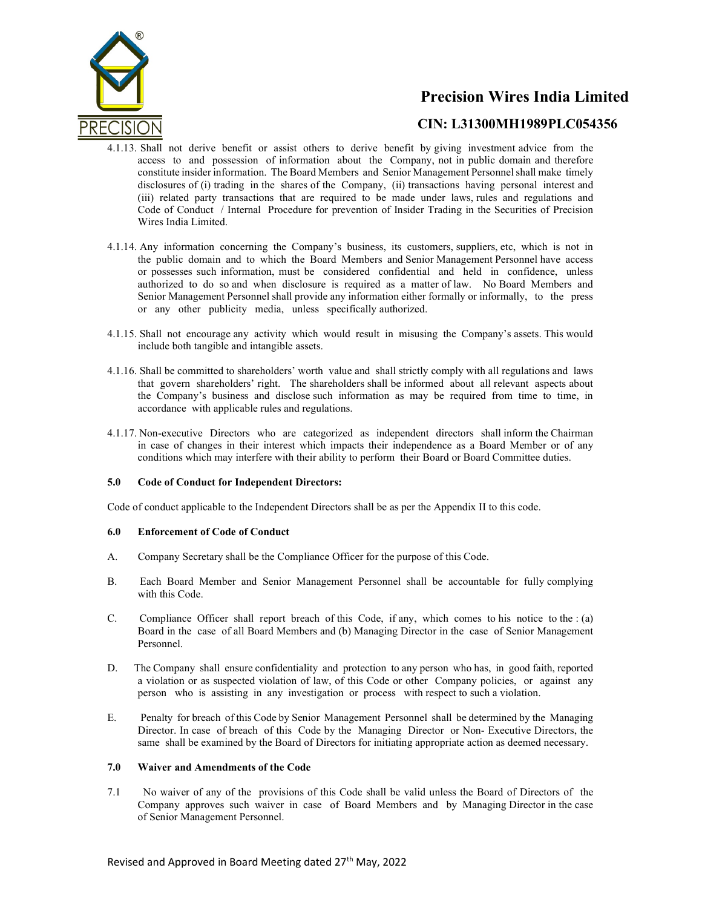4.1.13. Shall not derive benefit or assist others to derive benefit by giving investment advice from the access to and possession of information about the Company, not in public domain and therefore constitute insider information. The Board Members and Senior Management Personnel shall make timely disclosures of (i) trading in the shares of the Company, (ii) transactions having personal interest and (iii) related party transactions that are required to be made under laws, rules and regulations and Code of Conduct / Internal Procedure for prevention of Insider Trading in the Securities of Precision Wires India Limited.

4.1.14. Any information concerning the Company's business, its customers, suppliers, etc, which is not in the public domain and to which the Board Members and Senior Management Personnel have access or possesses such information, must be considered confidential and held in confidence, unless authorized to do so and when disclosure is required as a matter of law. No Board Members and Senior Management Personnel shall provide any information either formally or informally, to the press or any other publicity media, unless specifically authorized.

4.1.15. Shall not encourage any activity which would result in misusing the Company's assets. This would include both tangible and intangible assets.

4.1.16. Shall be committed to shareholders' worth value and shall strictly comply with all regulations and laws that govern shareholders' right. The shareholders shall be informed about all relevant aspects about the Company's business and disclose such information as may be required from time to time, in accordance with applicable rules and regulations.

4.1.17. Non-executive Directors who are categorized as independent directors shall inform the Chairman in case of changes in their interest which impacts their independence as a Board Member or of any conditions which may interfere with their ability to perform their Board or Board Committee duties.

**5.0 Code of Conduct for Independent Directors:**

Code of conduct applicable to the Independent Directors shall be as per the Appendix II to this code.

**6.0 Enforcement of Code of Conduct**

A. Company Secretary shall be the Compliance Officer for the purpose of this Code.

B. Each Board Member and Senior Management Personnel shall be accountable for fully complying with this Code.

C. Compliance Officer shall report breach of this Code, if any, which comes to his notice to the : (a) Board in the case of all Board Members and (b) Managing Director in the case of Senior Management Personnel.

D. The Company shall ensure confidentiality and protection to any person who has, in good faith, reported a violation or as suspected violation of law, of this Code or other Company policies, or against any person who is assisting in any investigation or process with respect to such a violation.

E. Penalty for breach of this Code by Senior Management Personnel shall be determined by the Managing Director. In case of breach of this Code by the Managing Director or Non- Executive Directors, the same shall be examined by the Board of Directors for initiating appropriate action as deemed necessary.

**7.0 Waiver and Amendments of the Code**

7.1 No waiver of any of the provisions of this Code shall be valid unless the Board of Directors of the Company approves such waiver in case of Board Members and by Managing Director in the case of Senior Management Personnel.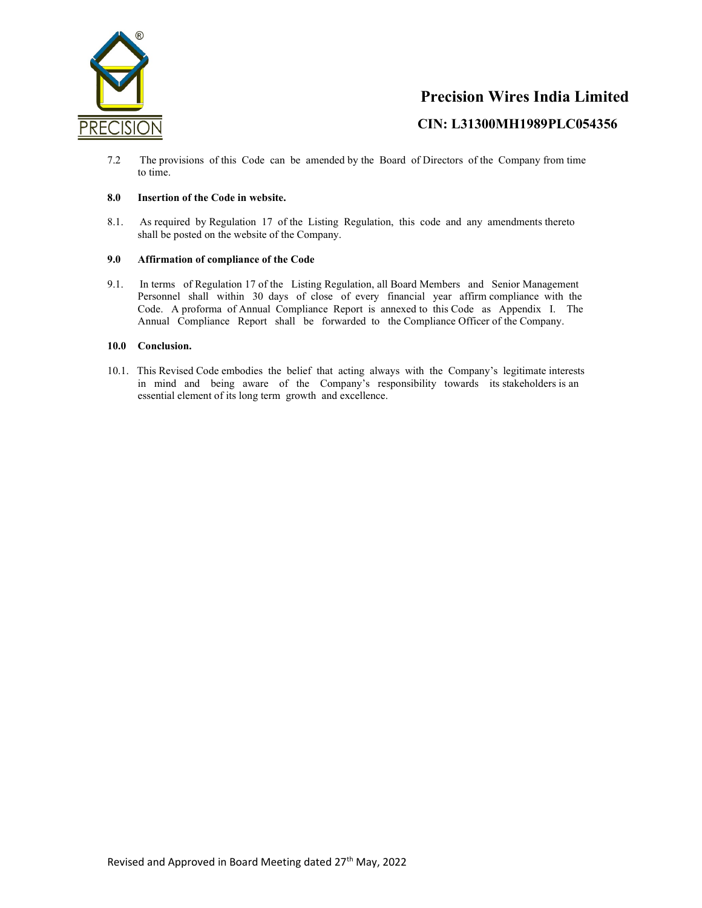7.2 The provisions of this Code can be amended by the Board of Directors of the Company from time to time.

**8.0 Insertion of the Code in website.**

8.1. As required by Regulation 17 of the Listing Regulation, this code and any amendments thereto shall be posted on the website of the Company.

**9.0 Affirmation of compliance of the Code**

9.1. In terms of Regulation 17 of the Listing Regulation, all Board Members and Senior Management Personnel shall within 30 days of close of every financial year affirm compliance with the Code. A proforma of Annual Compliance Report is annexed to this Code as Appendix I. The Annual Compliance Report shall be forwarded to the Compliance Officer of the Company.

**10.0 Conclusion.**

10.1. This Revised Code embodies the belief that acting always with the Company's legitimate interests in mind and being aware of the Company's responsibility towards its stakeholders is an essential element of its long term growth and excellence.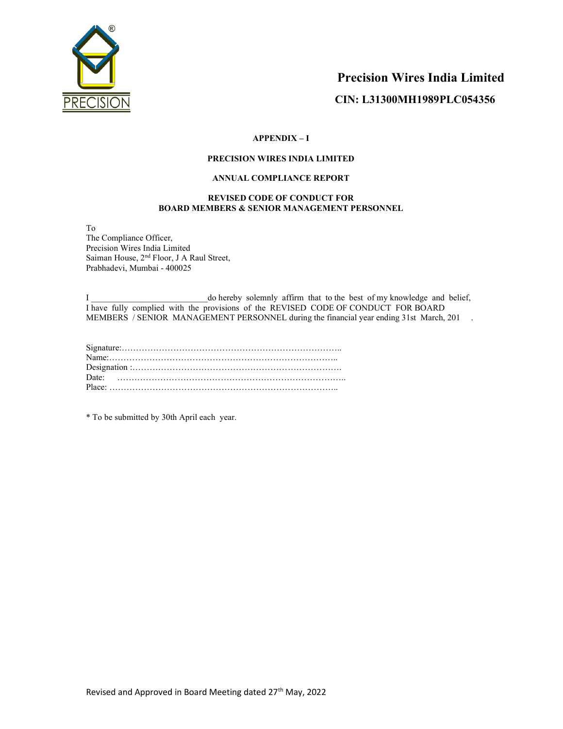# Precision Wires India Limited

## CIN: L31300MH1989PLC054356

**APPENDIX – I**

**PRECISION WIRES INDIA LIMITED**

**ANNUAL COMPLIANCE REPORT**

**REVISED CODE OF CONDUCT FOR BOARD MEMBERS & SENIOR MANAGEMENT PERSONNEL**

To
The Compliance Officer,
Precision Wires India Limited
Saiman House, 2nd Floor, J A Raul Street,
Prabhadevi, Mumbai - 400025

I ___________________________do hereby solemnly affirm that to the best of my knowledge and belief, I have fully complied with the provisions of the REVISED CODE OF CONDUCT FOR BOARD MEMBERS / SENIOR MANAGEMENT PERSONNEL during the financial year ending 31st March, 201 .

Signature:……………………………………………………………………..
Name:……………………………………………………………………..
Designation :…………………………………………………………………….
Date: ……………………………………………………………………..
Place: ……………………………………………………………………..

* To be submitted by 30th April each year.

Revised and Approved in Board Meeting dated 27th May, 2022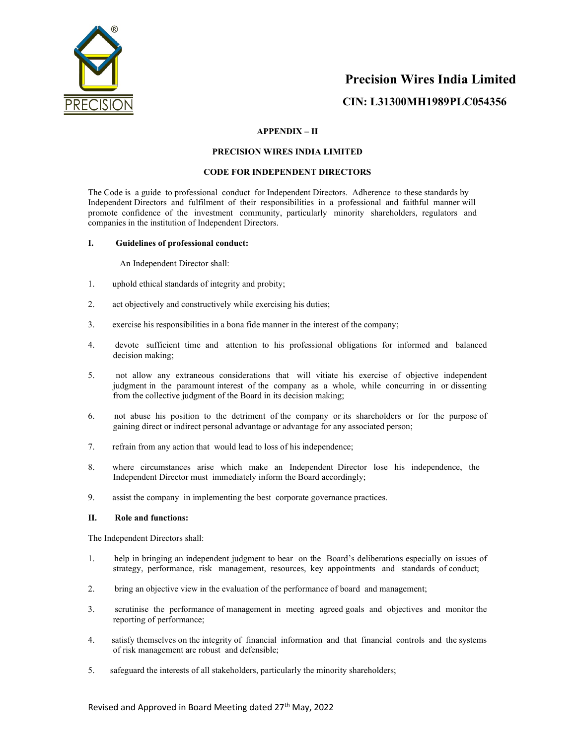Precision Wires India Limited

CIN: L31300MH1989PLC054356

**APPENDIX – II**

**PRECISION WIRES INDIA LIMITED**

**CODE FOR INDEPENDENT DIRECTORS**

The Code is a guide to professional conduct for Independent Directors. Adherence to these standards by Independent Directors and fulfilment of their responsibilities in a professional and faithful manner will promote confidence of the investment community, particularly minority shareholders, regulators and companies in the institution of Independent Directors.

## I. Guidelines of professional conduct:

An Independent Director shall:

1. uphold ethical standards of integrity and probity;
2. act objectively and constructively while exercising his duties;
3. exercise his responsibilities in a bona fide manner in the interest of the company;
4. devote sufficient time and attention to his professional obligations for informed and balanced decision making;
5. not allow any extraneous considerations that will vitiate his exercise of objective independent judgment in the paramount interest of the company as a whole, while concurring in or dissenting from the collective judgment of the Board in its decision making;
6. not abuse his position to the detriment of the company or its shareholders or for the purpose of gaining direct or indirect personal advantage or advantage for any associated person;
7. refrain from any action that would lead to loss of his independence;
8. where circumstances arise which make an Independent Director lose his independence, the Independent Director must immediately inform the Board accordingly;
9. assist the company in implementing the best corporate governance practices.

## II. Role and functions:

The Independent Directors shall:

1. help in bringing an independent judgment to bear on the Board's deliberations especially on issues of strategy, performance, risk management, resources, key appointments and standards of conduct;
2. bring an objective view in the evaluation of the performance of board and management;
3. scrutinise the performance of management in meeting agreed goals and objectives and monitor the reporting of performance;
4. satisfy themselves on the integrity of financial information and that financial controls and the systems of risk management are robust and defensible;
5. safeguard the interests of all stakeholders, particularly the minority shareholders;

Revised and Approved in Board Meeting dated 27th May, 2022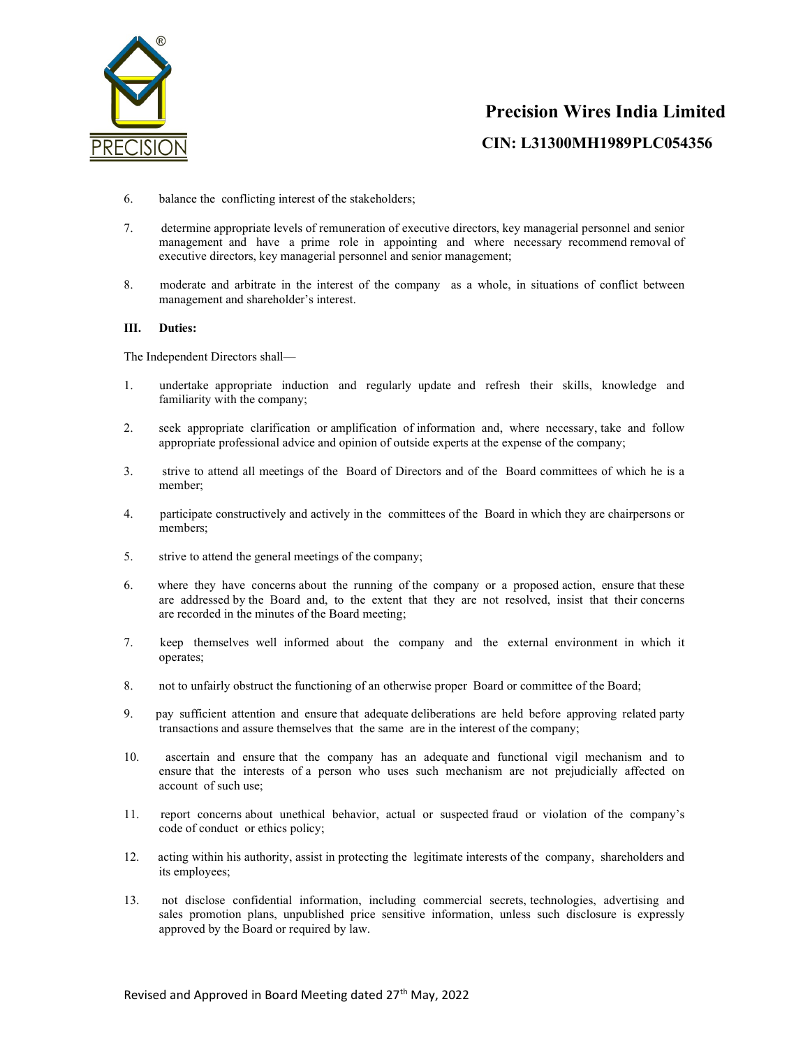6. balance the conflicting interest of the stakeholders;

7. determine appropriate levels of remuneration of executive directors, key managerial personnel and senior management and have a prime role in appointing and where necessary recommend removal of executive directors, key managerial personnel and senior management;

8. moderate and arbitrate in the interest of the company as a whole, in situations of conflict between management and shareholder's interest.

**III. Duties:**

The Independent Directors shall—

1. undertake appropriate induction and regularly update and refresh their skills, knowledge and familiarity with the company;

2. seek appropriate clarification or amplification of information and, where necessary, take and follow appropriate professional advice and opinion of outside experts at the expense of the company;

3. strive to attend all meetings of the Board of Directors and of the Board committees of which he is a member;

4. participate constructively and actively in the committees of the Board in which they are chairpersons or members;

5. strive to attend the general meetings of the company;

6. where they have concerns about the running of the company or a proposed action, ensure that these are addressed by the Board and, to the extent that they are not resolved, insist that their concerns are recorded in the minutes of the Board meeting;

7. keep themselves well informed about the company and the external environment in which it operates;

8. not to unfairly obstruct the functioning of an otherwise proper Board or committee of the Board;

9. pay sufficient attention and ensure that adequate deliberations are held before approving related party transactions and assure themselves that the same are in the interest of the company;

10. ascertain and ensure that the company has an adequate and functional vigil mechanism and to ensure that the interests of a person who uses such mechanism are not prejudicially affected on account of such use;

11. report concerns about unethical behavior, actual or suspected fraud or violation of the company's code of conduct or ethics policy;

12. acting within his authority, assist in protecting the legitimate interests of the company, shareholders and its employees;

13. not disclose confidential information, including commercial secrets, technologies, advertising and sales promotion plans, unpublished price sensitive information, unless such disclosure is expressly approved by the Board or required by law.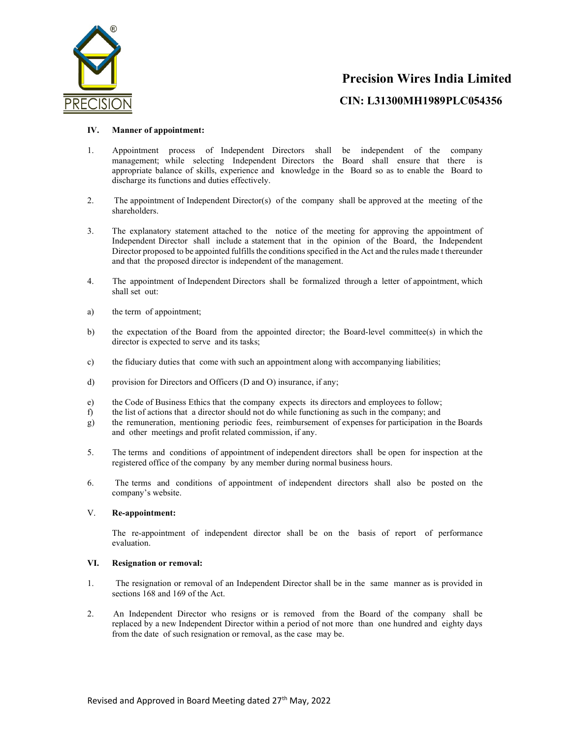### IV. Manner of appointment:

1. Appointment process of Independent Directors shall be independent of the company management; while selecting Independent Directors the Board shall ensure that there is appropriate balance of skills, experience and knowledge in the Board so as to enable the Board to discharge its functions and duties effectively.

2. The appointment of Independent Director(s) of the company shall be approved at the meeting of the shareholders.

3. The explanatory statement attached to the notice of the meeting for approving the appointment of Independent Director shall include a statement that in the opinion of the Board, the Independent Director proposed to be appointed fulfills the conditions specified in the Act and the rules made t thereunder and that the proposed director is independent of the management.

4. The appointment of Independent Directors shall be formalized through a letter of appointment, which shall set out:

a) the term of appointment;

b) the expectation of the Board from the appointed director; the Board-level committee(s) in which the director is expected to serve and its tasks;

c) the fiduciary duties that come with such an appointment along with accompanying liabilities;

d) provision for Directors and Officers (D and O) insurance, if any;

e) the Code of Business Ethics that the company expects its directors and employees to follow;

f) the list of actions that a director should not do while functioning as such in the company; and

g) the remuneration, mentioning periodic fees, reimbursement of expenses for participation in the Boards and other meetings and profit related commission, if any.

5. The terms and conditions of appointment of independent directors shall be open for inspection at the registered office of the company by any member during normal business hours.

6. The terms and conditions of appointment of independent directors shall also be posted on the company's website.

### V. Re-appointment:

The re-appointment of independent director shall be on the basis of report of performance evaluation.

### VI. Resignation or removal:

1. The resignation or removal of an Independent Director shall be in the same manner as is provided in sections 168 and 169 of the Act.

2. An Independent Director who resigns or is removed from the Board of the company shall be replaced by a new Independent Director within a period of not more than one hundred and eighty days from the date of such resignation or removal, as the case may be.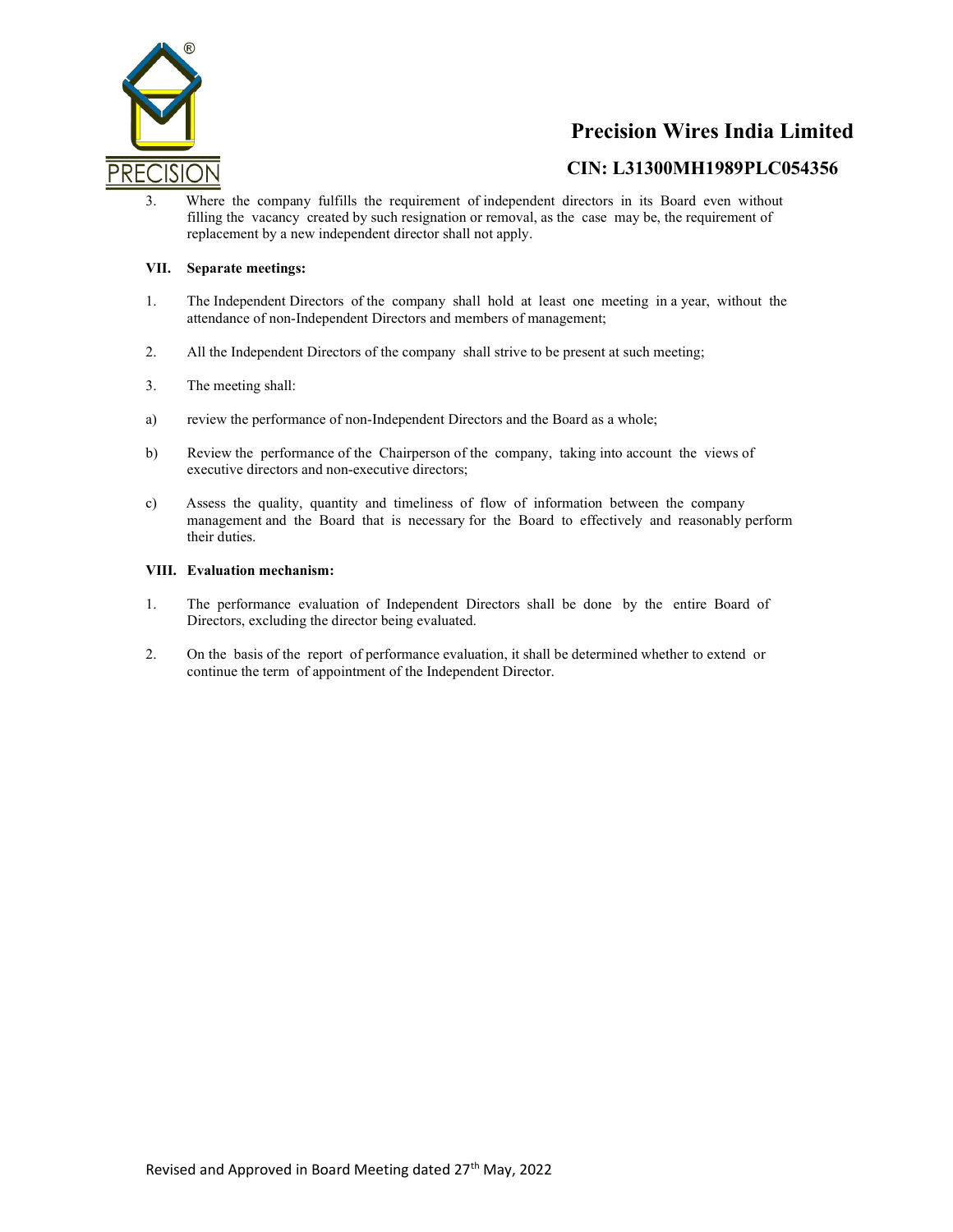3. Where the company fulfills the requirement of independent directors in its Board even without filling the vacancy created by such resignation or removal, as the case may be, the requirement of replacement by a new independent director shall not apply.

**VII. Separate meetings:**

1. The Independent Directors of the company shall hold at least one meeting in a year, without the attendance of non-Independent Directors and members of management;

2. All the Independent Directors of the company shall strive to be present at such meeting;

3. The meeting shall:

a) review the performance of non-Independent Directors and the Board as a whole;

b) Review the performance of the Chairperson of the company, taking into account the views of executive directors and non-executive directors;

c) Assess the quality, quantity and timeliness of flow of information between the company management and the Board that is necessary for the Board to effectively and reasonably perform their duties.

**VIII. Evaluation mechanism:**

1. The performance evaluation of Independent Directors shall be done by the entire Board of Directors, excluding the director being evaluated.

2. On the basis of the report of performance evaluation, it shall be determined whether to extend or continue the term of appointment of the Independent Director.